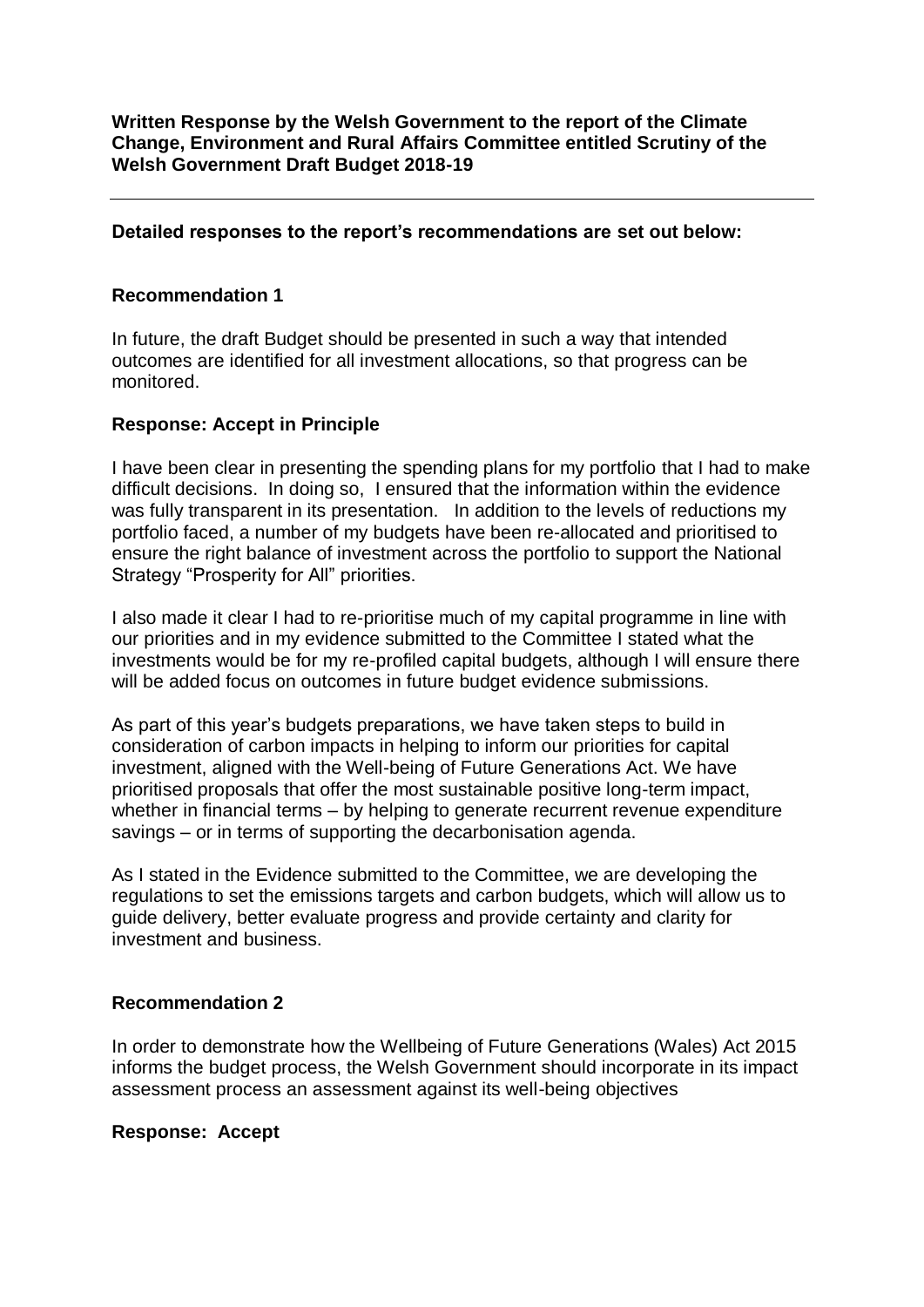**Written Response by the Welsh Government to the report of the Climate Change, Environment and Rural Affairs Committee entitled Scrutiny of the Welsh Government Draft Budget 2018-19**

---

**Detailed responses to the report's recommendations are set out below:**

### Recommendation 1

In future, the draft Budget should be presented in such a way that intended outcomes are identified for all investment allocations, so that progress can be monitored.

**Response: Accept in Principle**

I have been clear in presenting the spending plans for my portfolio that I had to make difficult decisions. In doing so, I ensured that the information within the evidence was fully transparent in its presentation. In addition to the levels of reductions my portfolio faced, a number of my budgets have been re-allocated and prioritised to ensure the right balance of investment across the portfolio to support the National Strategy "Prosperity for All" priorities.

I also made it clear I had to re-prioritise much of my capital programme in line with our priorities and in my evidence submitted to the Committee I stated what the investments would be for my re-profiled capital budgets, although I will ensure there will be added focus on outcomes in future budget evidence submissions.

As part of this year's budgets preparations, we have taken steps to build in consideration of carbon impacts in helping to inform our priorities for capital investment, aligned with the Well-being of Future Generations Act. We have prioritised proposals that offer the most sustainable positive long-term impact, whether in financial terms – by helping to generate recurrent revenue expenditure savings – or in terms of supporting the decarbonisation agenda.

As I stated in the Evidence submitted to the Committee, we are developing the regulations to set the emissions targets and carbon budgets, which will allow us to guide delivery, better evaluate progress and provide certainty and clarity for investment and business.

### Recommendation 2

In order to demonstrate how the Wellbeing of Future Generations (Wales) Act 2015 informs the budget process, the Welsh Government should incorporate in its impact assessment process an assessment against its well-being objectives

**Response: Accept**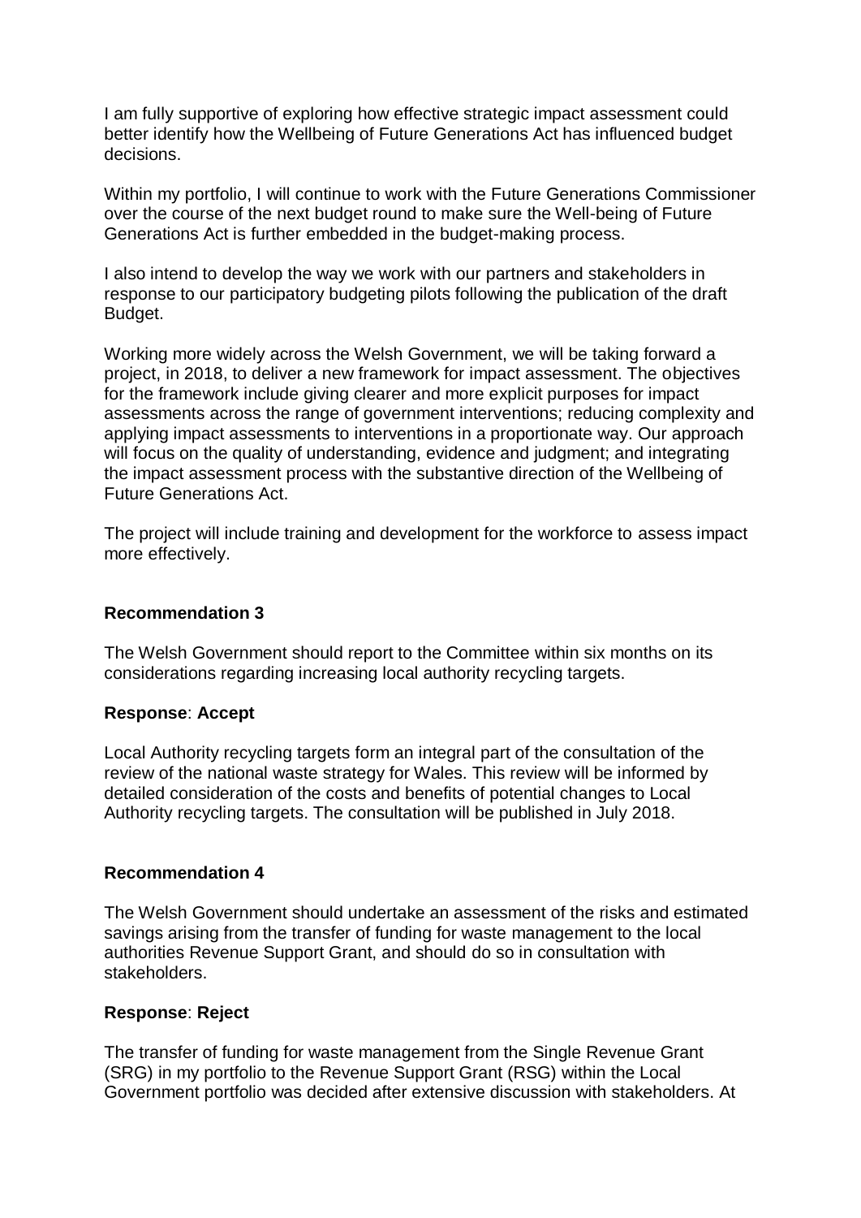I am fully supportive of exploring how effective strategic impact assessment could better identify how the Wellbeing of Future Generations Act has influenced budget decisions.

Within my portfolio, I will continue to work with the Future Generations Commissioner over the course of the next budget round to make sure the Well-being of Future Generations Act is further embedded in the budget-making process.

I also intend to develop the way we work with our partners and stakeholders in response to our participatory budgeting pilots following the publication of the draft Budget.

Working more widely across the Welsh Government, we will be taking forward a project, in 2018, to deliver a new framework for impact assessment. The objectives for the framework include giving clearer and more explicit purposes for impact assessments across the range of government interventions; reducing complexity and applying impact assessments to interventions in a proportionate way. Our approach will focus on the quality of understanding, evidence and judgment; and integrating the impact assessment process with the substantive direction of the Wellbeing of Future Generations Act.

The project will include training and development for the workforce to assess impact more effectively.

**Recommendation 3**

The Welsh Government should report to the Committee within six months on its considerations regarding increasing local authority recycling targets.

**Response**: **Accept**

Local Authority recycling targets form an integral part of the consultation of the review of the national waste strategy for Wales. This review will be informed by detailed consideration of the costs and benefits of potential changes to Local Authority recycling targets. The consultation will be published in July 2018.

**Recommendation 4**

The Welsh Government should undertake an assessment of the risks and estimated savings arising from the transfer of funding for waste management to the local authorities Revenue Support Grant, and should do so in consultation with stakeholders.

**Response**: **Reject**

The transfer of funding for waste management from the Single Revenue Grant (SRG) in my portfolio to the Revenue Support Grant (RSG) within the Local Government portfolio was decided after extensive discussion with stakeholders. At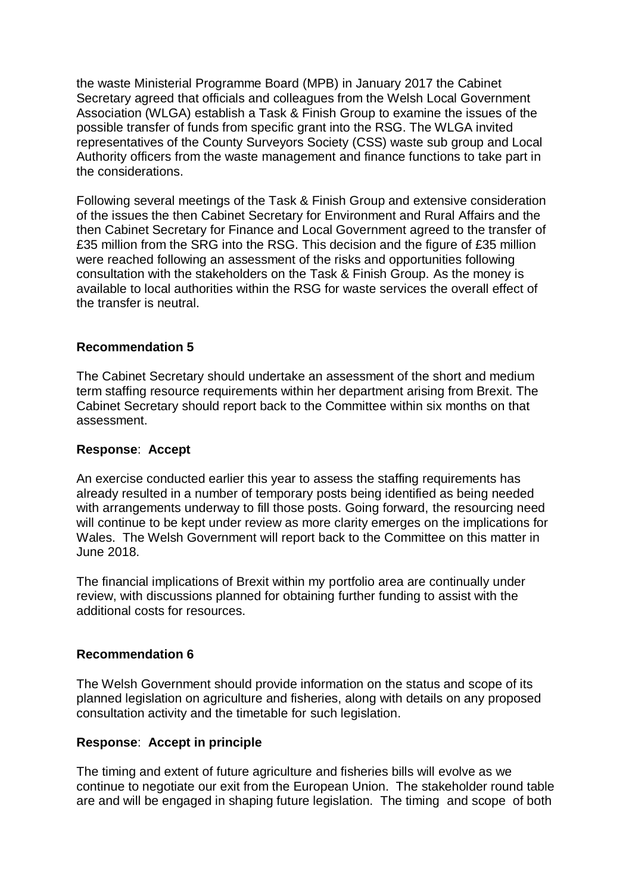the waste Ministerial Programme Board (MPB) in January 2017 the Cabinet Secretary agreed that officials and colleagues from the Welsh Local Government Association (WLGA) establish a Task & Finish Group to examine the issues of the possible transfer of funds from specific grant into the RSG. The WLGA invited representatives of the County Surveyors Society (CSS) waste sub group and Local Authority officers from the waste management and finance functions to take part in the considerations.

Following several meetings of the Task & Finish Group and extensive consideration of the issues the then Cabinet Secretary for Environment and Rural Affairs and the then Cabinet Secretary for Finance and Local Government agreed to the transfer of £35 million from the SRG into the RSG. This decision and the figure of £35 million were reached following an assessment of the risks and opportunities following consultation with the stakeholders on the Task & Finish Group. As the money is available to local authorities within the RSG for waste services the overall effect of the transfer is neutral.

**Recommendation 5**

The Cabinet Secretary should undertake an assessment of the short and medium term staffing resource requirements within her department arising from Brexit. The Cabinet Secretary should report back to the Committee within six months on that assessment.

**Response**: **Accept**

An exercise conducted earlier this year to assess the staffing requirements has already resulted in a number of temporary posts being identified as being needed with arrangements underway to fill those posts. Going forward, the resourcing need will continue to be kept under review as more clarity emerges on the implications for Wales. The Welsh Government will report back to the Committee on this matter in June 2018.

The financial implications of Brexit within my portfolio area are continually under review, with discussions planned for obtaining further funding to assist with the additional costs for resources.

**Recommendation 6**

The Welsh Government should provide information on the status and scope of its planned legislation on agriculture and fisheries, along with details on any proposed consultation activity and the timetable for such legislation.

**Response**: **Accept in principle**

The timing and extent of future agriculture and fisheries bills will evolve as we continue to negotiate our exit from the European Union. The stakeholder round table are and will be engaged in shaping future legislation. The timing and scope of both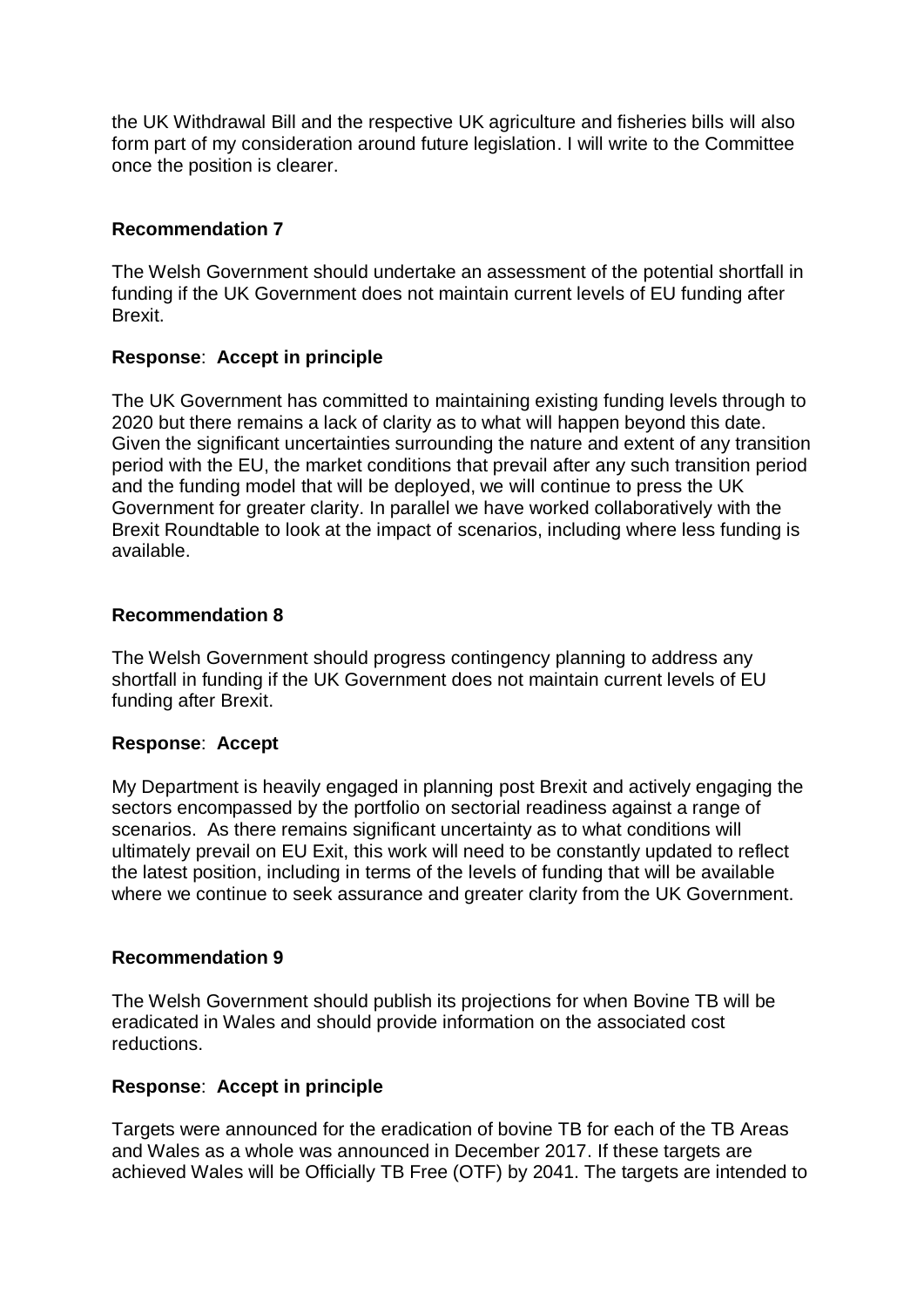the UK Withdrawal Bill and the respective UK agriculture and fisheries bills will also form part of my consideration around future legislation. I will write to the Committee once the position is clearer.

### Recommendation 7

The Welsh Government should undertake an assessment of the potential shortfall in funding if the UK Government does not maintain current levels of EU funding after Brexit.

**Response**: **Accept in principle**

The UK Government has committed to maintaining existing funding levels through to 2020 but there remains a lack of clarity as to what will happen beyond this date. Given the significant uncertainties surrounding the nature and extent of any transition period with the EU, the market conditions that prevail after any such transition period and the funding model that will be deployed, we will continue to press the UK Government for greater clarity. In parallel we have worked collaboratively with the Brexit Roundtable to look at the impact of scenarios, including where less funding is available.

### Recommendation 8

The Welsh Government should progress contingency planning to address any shortfall in funding if the UK Government does not maintain current levels of EU funding after Brexit.

**Response**: **Accept**

My Department is heavily engaged in planning post Brexit and actively engaging the sectors encompassed by the portfolio on sectorial readiness against a range of scenarios. As there remains significant uncertainty as to what conditions will ultimately prevail on EU Exit, this work will need to be constantly updated to reflect the latest position, including in terms of the levels of funding that will be available where we continue to seek assurance and greater clarity from the UK Government.

### Recommendation 9

The Welsh Government should publish its projections for when Bovine TB will be eradicated in Wales and should provide information on the associated cost reductions.

**Response**: **Accept in principle**

Targets were announced for the eradication of bovine TB for each of the TB Areas and Wales as a whole was announced in December 2017. If these targets are achieved Wales will be Officially TB Free (OTF) by 2041. The targets are intended to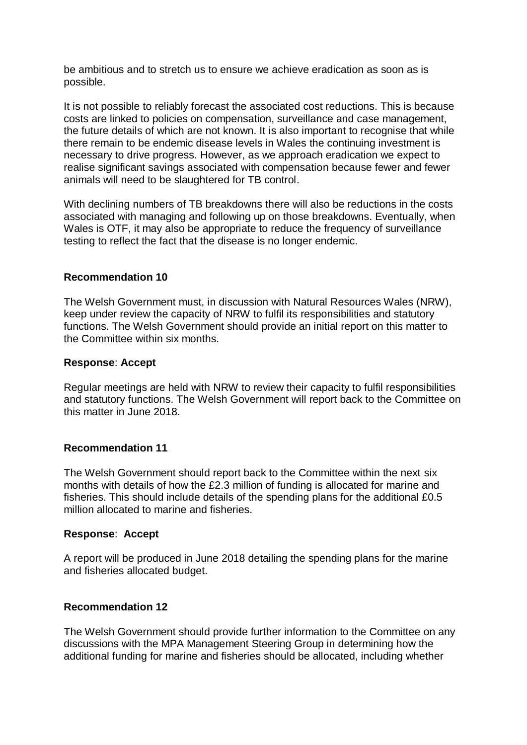be ambitious and to stretch us to ensure we achieve eradication as soon as is possible.

It is not possible to reliably forecast the associated cost reductions. This is because costs are linked to policies on compensation, surveillance and case management, the future details of which are not known. It is also important to recognise that while there remain to be endemic disease levels in Wales the continuing investment is necessary to drive progress. However, as we approach eradication we expect to realise significant savings associated with compensation because fewer and fewer animals will need to be slaughtered for TB control.

With declining numbers of TB breakdowns there will also be reductions in the costs associated with managing and following up on those breakdowns. Eventually, when Wales is OTF, it may also be appropriate to reduce the frequency of surveillance testing to reflect the fact that the disease is no longer endemic.

**Recommendation 10**

The Welsh Government must, in discussion with Natural Resources Wales (NRW), keep under review the capacity of NRW to fulfil its responsibilities and statutory functions. The Welsh Government should provide an initial report on this matter to the Committee within six months.

**Response**: **Accept**

Regular meetings are held with NRW to review their capacity to fulfil responsibilities and statutory functions. The Welsh Government will report back to the Committee on this matter in June 2018.

**Recommendation 11**

The Welsh Government should report back to the Committee within the next six months with details of how the £2.3 million of funding is allocated for marine and fisheries. This should include details of the spending plans for the additional £0.5 million allocated to marine and fisheries.

**Response**: **Accept**

A report will be produced in June 2018 detailing the spending plans for the marine and fisheries allocated budget.

**Recommendation 12**

The Welsh Government should provide further information to the Committee on any discussions with the MPA Management Steering Group in determining how the additional funding for marine and fisheries should be allocated, including whether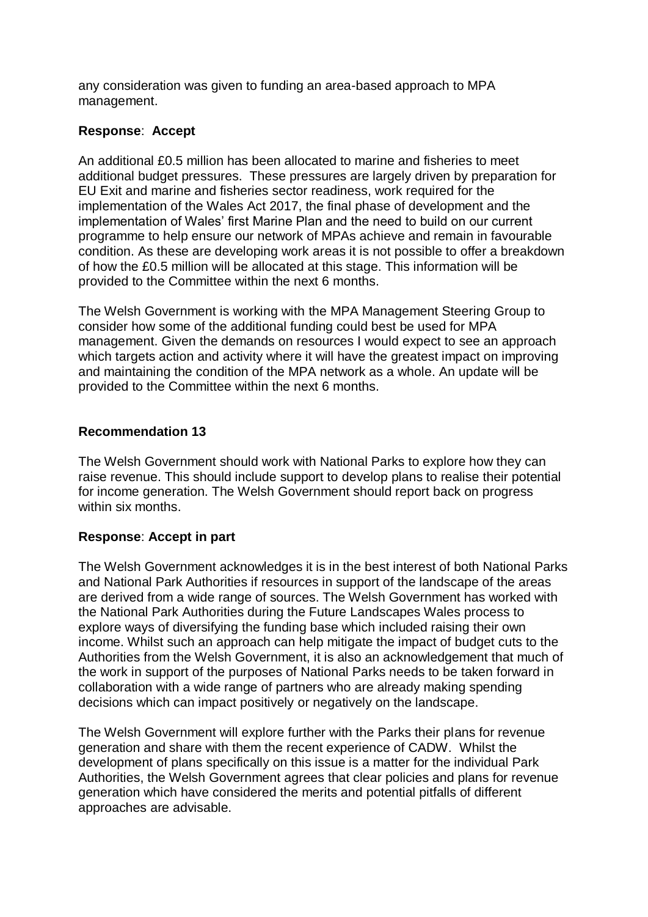any consideration was given to funding an area-based approach to MPA management.

**Response**: **Accept**

An additional £0.5 million has been allocated to marine and fisheries to meet additional budget pressures. These pressures are largely driven by preparation for EU Exit and marine and fisheries sector readiness, work required for the implementation of the Wales Act 2017, the final phase of development and the implementation of Wales' first Marine Plan and the need to build on our current programme to help ensure our network of MPAs achieve and remain in favourable condition. As these are developing work areas it is not possible to offer a breakdown of how the £0.5 million will be allocated at this stage. This information will be provided to the Committee within the next 6 months.

The Welsh Government is working with the MPA Management Steering Group to consider how some of the additional funding could best be used for MPA management. Given the demands on resources I would expect to see an approach which targets action and activity where it will have the greatest impact on improving and maintaining the condition of the MPA network as a whole. An update will be provided to the Committee within the next 6 months.

**Recommendation 13**

The Welsh Government should work with National Parks to explore how they can raise revenue. This should include support to develop plans to realise their potential for income generation. The Welsh Government should report back on progress within six months.

**Response**: **Accept in part**

The Welsh Government acknowledges it is in the best interest of both National Parks and National Park Authorities if resources in support of the landscape of the areas are derived from a wide range of sources. The Welsh Government has worked with the National Park Authorities during the Future Landscapes Wales process to explore ways of diversifying the funding base which included raising their own income. Whilst such an approach can help mitigate the impact of budget cuts to the Authorities from the Welsh Government, it is also an acknowledgement that much of the work in support of the purposes of National Parks needs to be taken forward in collaboration with a wide range of partners who are already making spending decisions which can impact positively or negatively on the landscape.

The Welsh Government will explore further with the Parks their plans for revenue generation and share with them the recent experience of CADW. Whilst the development of plans specifically on this issue is a matter for the individual Park Authorities, the Welsh Government agrees that clear policies and plans for revenue generation which have considered the merits and potential pitfalls of different approaches are advisable.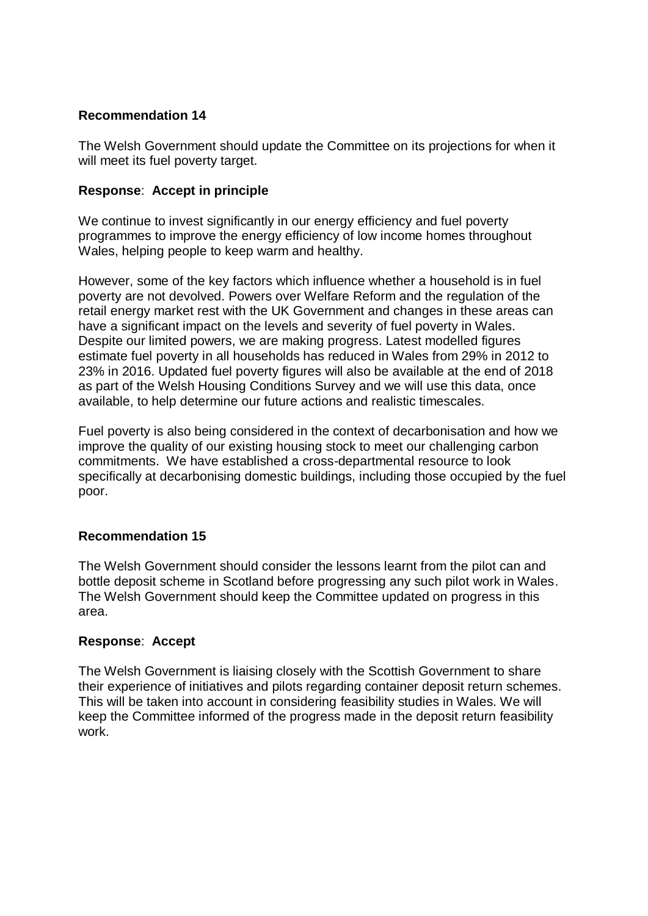**Recommendation 14**

The Welsh Government should update the Committee on its projections for when it will meet its fuel poverty target.

**Response**: **Accept in principle**

We continue to invest significantly in our energy efficiency and fuel poverty programmes to improve the energy efficiency of low income homes throughout Wales, helping people to keep warm and healthy.

However, some of the key factors which influence whether a household is in fuel poverty are not devolved. Powers over Welfare Reform and the regulation of the retail energy market rest with the UK Government and changes in these areas can have a significant impact on the levels and severity of fuel poverty in Wales. Despite our limited powers, we are making progress. Latest modelled figures estimate fuel poverty in all households has reduced in Wales from 29% in 2012 to 23% in 2016. Updated fuel poverty figures will also be available at the end of 2018 as part of the Welsh Housing Conditions Survey and we will use this data, once available, to help determine our future actions and realistic timescales.

Fuel poverty is also being considered in the context of decarbonisation and how we improve the quality of our existing housing stock to meet our challenging carbon commitments. We have established a cross-departmental resource to look specifically at decarbonising domestic buildings, including those occupied by the fuel poor.

**Recommendation 15**

The Welsh Government should consider the lessons learnt from the pilot can and bottle deposit scheme in Scotland before progressing any such pilot work in Wales. The Welsh Government should keep the Committee updated on progress in this area.

**Response**: **Accept**

The Welsh Government is liaising closely with the Scottish Government to share their experience of initiatives and pilots regarding container deposit return schemes. This will be taken into account in considering feasibility studies in Wales. We will keep the Committee informed of the progress made in the deposit return feasibility work.